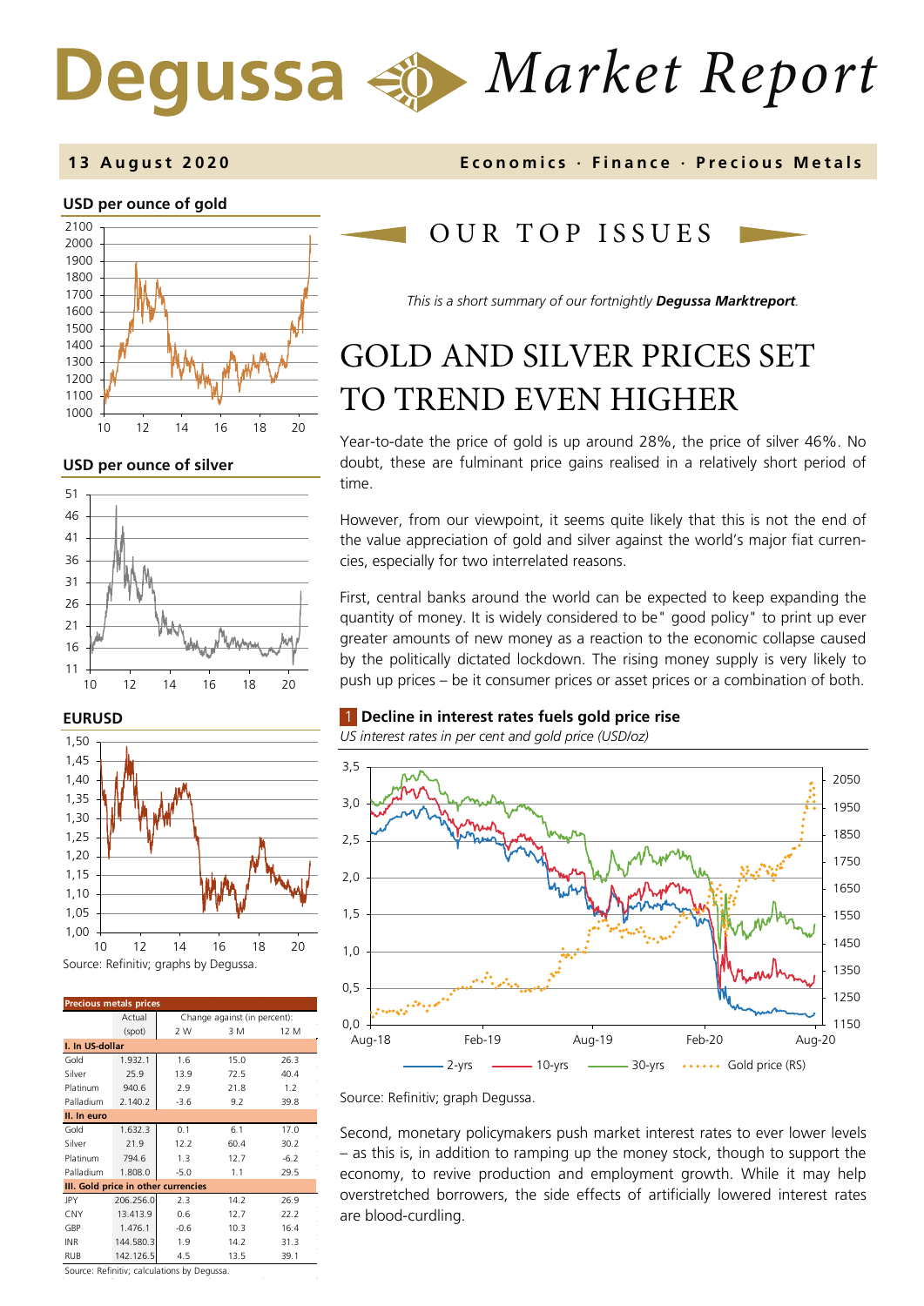# Degussa Market Report

**13 August 2020** — Economics · Finance · Precious Metals

**USD per ounce of gold**

**USD per ounce of silver**

**EURUSD**

Source: Refinitiv; graphs by Degussa.

| Precious metals prices | Actual (spot) | Change against (in percent): 2 W | 3 M | 12 M |
|---|---|---|---|---|
| **I. In US-dollar** | | | | |
| Gold | 1.932.1 | 1.6 | 15.0 | 26.3 |
| Silver | 25.9 | 13.9 | 72.5 | 40.4 |
| Platinum | 940.6 | 2.9 | 21.8 | 1.2 |
| Palladium | 2.140.2 | -3.6 | 9.2 | 39.8 |
| **II. In euro** | | | | |
| Gold | 1.632.3 | 0.1 | 6.1 | 17.0 |
| Silver | 21.9 | 12.2 | 60.4 | 30.2 |
| Platinum | 794.6 | 1.3 | 12.7 | -6.2 |
| Palladium | 1.808.0 | -5.0 | 1.1 | 29.5 |
| **III. Gold price in other currencies** | | | | |
| JPY | 206.256.0 | 2.3 | 14.2 | 26.9 |
| CNY | 13.413.9 | 0.6 | 12.7 | 22.2 |
| GBP | 1.476.1 | -0.6 | 10.3 | 16.4 |
| INR | 144.580.3 | 1.9 | 14.2 | 31.3 |
| RUB | 142.126.5 | 4.5 | 13.5 | 39.1 |

Source: Refinitiv; calculations by Degussa.

## OUR TOP ISSUES

*This is a short summary of our fortnightly **Degussa Marktreport**.*

# GOLD AND SILVER PRICES SET TO TREND EVEN HIGHER

Year-to-date the price of gold is up around 28%, the price of silver 46%. No doubt, these are fulminant price gains realised in a relatively short period of time.

However, from our viewpoint, it seems quite likely that this is not the end of the value appreciation of gold and silver against the world's major fiat currencies, especially for two interrelated reasons.

First, central banks around the world can be expected to keep expanding the quantity of money. It is widely considered to be" good policy" to print up ever greater amounts of new money as a reaction to the economic collapse caused by the politically dictated lockdown. The rising money supply is very likely to push up prices – be it consumer prices or asset prices or a combination of both.

**1 Decline in interest rates fuels gold price rise**

*US interest rates in per cent and gold price (USD/oz)*

Source: Refinitiv; graph Degussa.

Second, monetary policymakers push market interest rates to ever lower levels – as this is, in addition to ramping up the money stock, though to support the economy, to revive production and employment growth. While it may help overstretched borrowers, the side effects of artificially lowered interest rates are blood-curdling.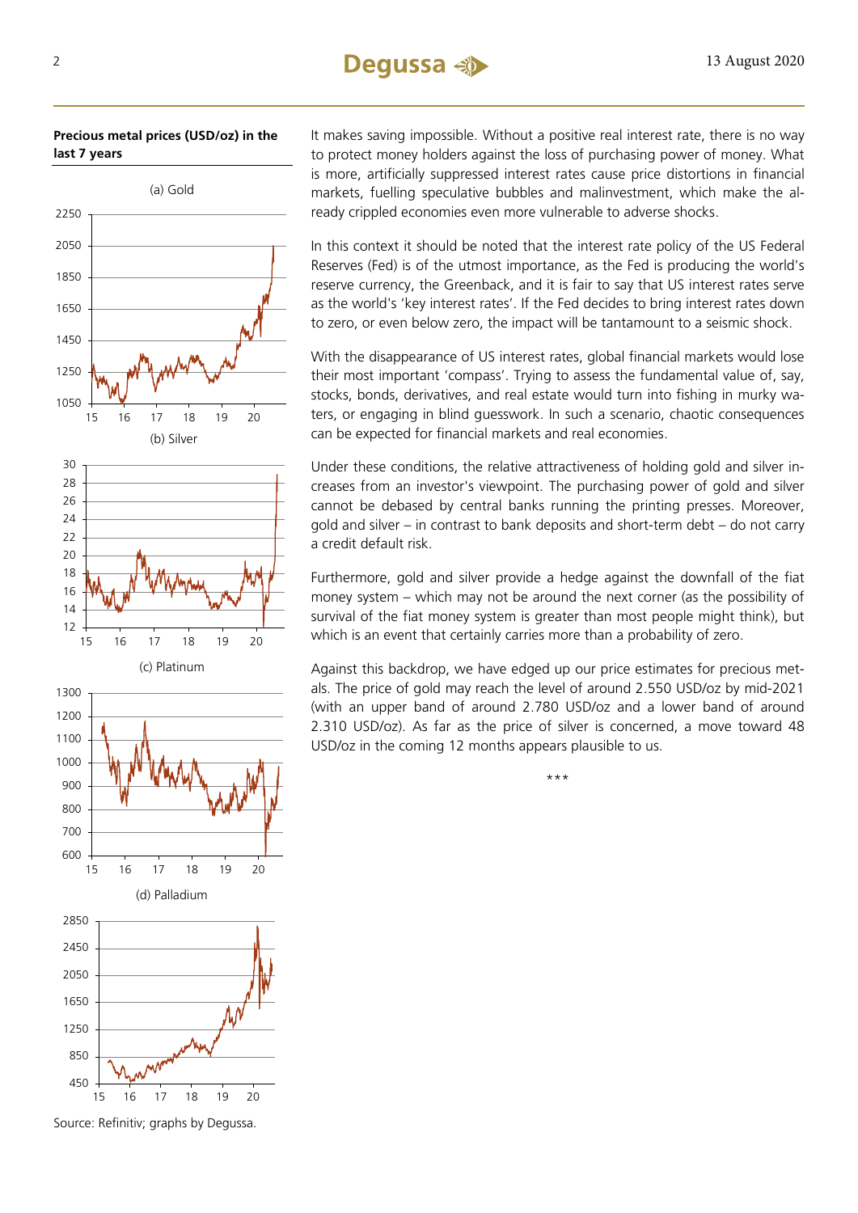**Precious metal prices (USD/oz) in the last 7 years**

(a) Gold

(b) Silver

(c) Platinum

(d) Palladium

Source: Refinitiv; graphs by Degussa.

It makes saving impossible. Without a positive real interest rate, there is no way to protect money holders against the loss of purchasing power of money. What is more, artificially suppressed interest rates cause price distortions in financial markets, fuelling speculative bubbles and malinvestment, which make the already crippled economies even more vulnerable to adverse shocks.

In this context it should be noted that the interest rate policy of the US Federal Reserves (Fed) is of the utmost importance, as the Fed is producing the world's reserve currency, the Greenback, and it is fair to say that US interest rates serve as the world's 'key interest rates'. If the Fed decides to bring interest rates down to zero, or even below zero, the impact will be tantamount to a seismic shock.

With the disappearance of US interest rates, global financial markets would lose their most important 'compass'. Trying to assess the fundamental value of, say, stocks, bonds, derivatives, and real estate would turn into fishing in murky waters, or engaging in blind guesswork. In such a scenario, chaotic consequences can be expected for financial markets and real economies.

Under these conditions, the relative attractiveness of holding gold and silver increases from an investor's viewpoint. The purchasing power of gold and silver cannot be debased by central banks running the printing presses. Moreover, gold and silver – in contrast to bank deposits and short-term debt – do not carry a credit default risk.

Furthermore, gold and silver provide a hedge against the downfall of the fiat money system – which may not be around the next corner (as the possibility of survival of the fiat money system is greater than most people might think), but which is an event that certainly carries more than a probability of zero.

Against this backdrop, we have edged up our price estimates for precious metals. The price of gold may reach the level of around 2.550 USD/oz by mid-2021 (with an upper band of around 2.780 USD/oz and a lower band of around 2.310 USD/oz). As far as the price of silver is concerned, a move toward 48 USD/oz in the coming 12 months appears plausible to us.

\*\*\*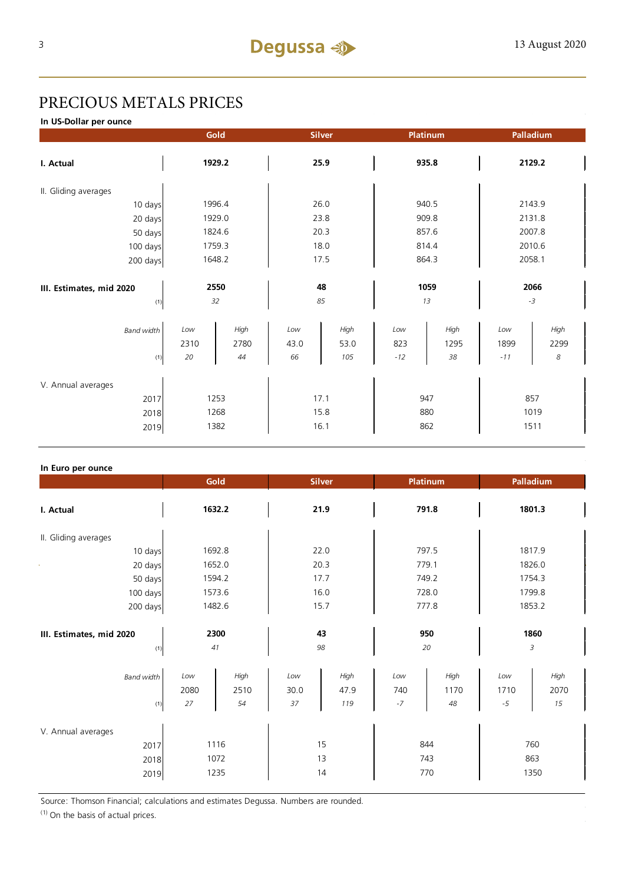# PRECIOUS METALS PRICES

**In US-Dollar per ounce**

| | Gold | | Silver | | Platinum | | Palladium | |
|---|---|---|---|---|---|---|---|---|
| **I. Actual** | **1929.2** | | **25.9** | | **935.8** | | **2129.2** | |
| II. Gliding averages | | | | | | | | |
| 10 days | 1996.4 | | 26.0 | | 940.5 | | 2143.9 | |
| 20 days | 1929.0 | | 23.8 | | 909.8 | | 2131.8 | |
| 50 days | 1824.6 | | 20.3 | | 857.6 | | 2007.8 | |
| 100 days | 1759.3 | | 18.0 | | 814.4 | | 2010.6 | |
| 200 days | 1648.2 | | 17.5 | | 864.3 | | 2058.1 | |
| **III. Estimates, mid 2020** | **2550** | | **48** | | **1059** | | **2066** | |
| (1) | *32* | | *85* | | *13* | | *-3* | |
| *Band width* | *Low* | *High* | *Low* | *High* | *Low* | *High* | *Low* | *High* |
| | 2310 | 2780 | 43.0 | 53.0 | 823 | 1295 | 1899 | 2299 |
| (1) | *20* | *44* | *66* | *105* | *-12* | *38* | *-11* | *8* |
| V. Annual averages | | | | | | | | |
| 2017 | 1253 | | 17.1 | | 947 | | 857 | |
| 2018 | 1268 | | 15.8 | | 880 | | 1019 | |
| 2019 | 1382 | | 16.1 | | 862 | | 1511 | |

**In Euro per ounce**

| | Gold | | Silver | | Platinum | | Palladium | |
|---|---|---|---|---|---|---|---|---|
| **I. Actual** | **1632.2** | | **21.9** | | **791.8** | | **1801.3** | |
| II. Gliding averages | | | | | | | | |
| 10 days | 1692.8 | | 22.0 | | 797.5 | | 1817.9 | |
| 20 days | 1652.0 | | 20.3 | | 779.1 | | 1826.0 | |
| 50 days | 1594.2 | | 17.7 | | 749.2 | | 1754.3 | |
| 100 days | 1573.6 | | 16.0 | | 728.0 | | 1799.8 | |
| 200 days | 1482.6 | | 15.7 | | 777.8 | | 1853.2 | |
| **III. Estimates, mid 2020** | **2300** | | **43** | | **950** | | **1860** | |
| (1) | *41* | | *98* | | *20* | | *3* | |
| *Band width* | *Low* | *High* | *Low* | *High* | *Low* | *High* | *Low* | *High* |
| | 2080 | 2510 | 30.0 | 47.9 | 740 | 1170 | 1710 | 2070 |
| (1) | *27* | *54* | *37* | *119* | *-7* | *48* | *-5* | *15* |
| V. Annual averages | | | | | | | | |
| 2017 | 1116 | | 15 | | 844 | | 760 | |
| 2018 | 1072 | | 13 | | 743 | | 863 | |
| 2019 | 1235 | | 14 | | 770 | | 1350 | |

Source: Thomson Financial; calculations and estimates Degussa. Numbers are rounded.

(1) On the basis of actual prices.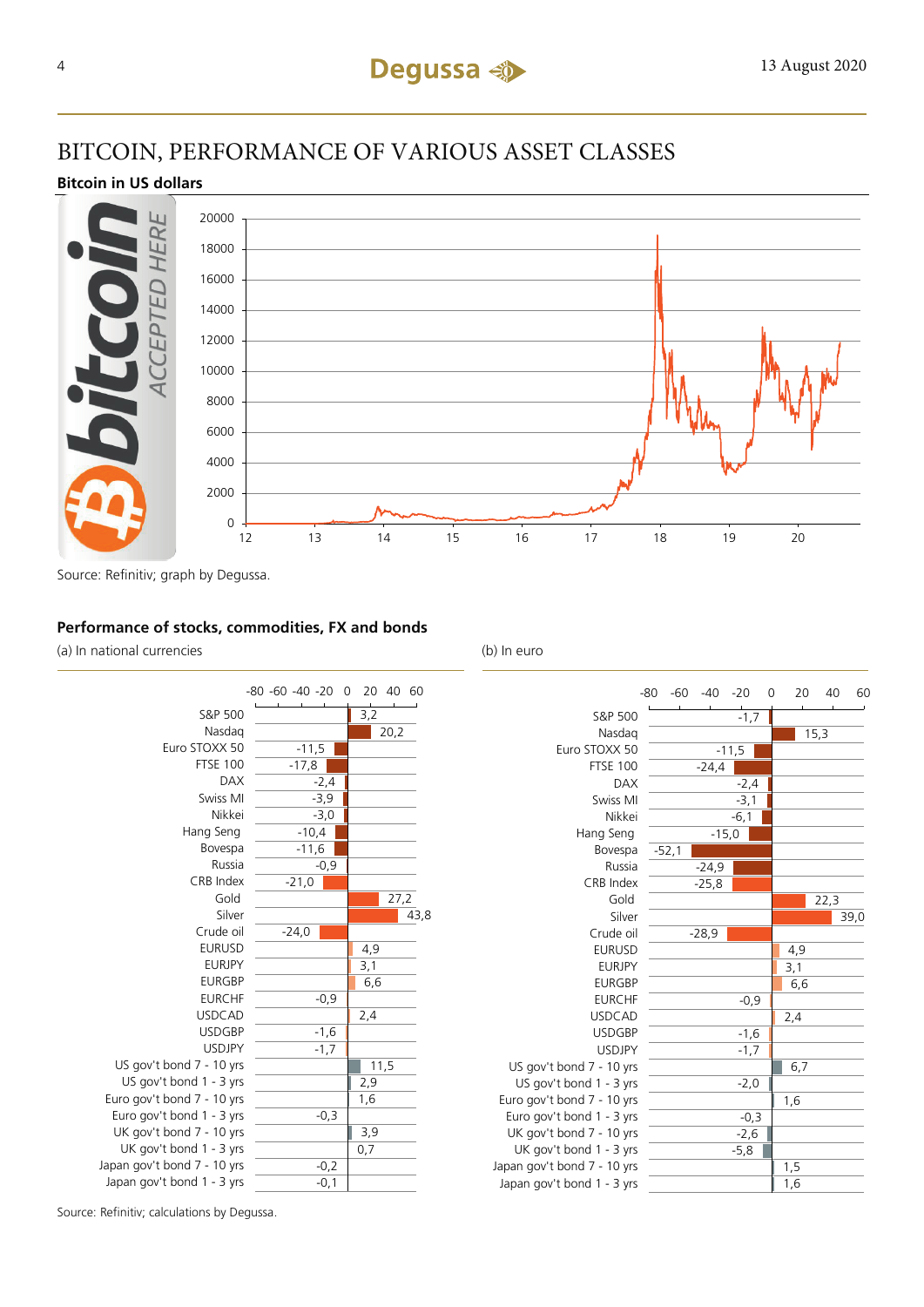# BITCOIN, PERFORMANCE OF VARIOUS ASSET CLASSES

## Bitcoin in US dollars

Source: Refinitiv; graph by Degussa.

## Performance of stocks, commodities, FX and bonds

| | (a) In national currencies | (b) In euro |
|---|---|---|
| S&P 500 | 3,2 | -1,7 |
| Nasdaq | 20,2 | 15,3 |
| Euro STOXX 50 | -11,5 | -11,5 |
| FTSE 100 | -17,8 | -24,4 |
| DAX | -2,4 | -2,4 |
| Swiss MI | -3,9 | -3,1 |
| Nikkei | -3,0 | -6,1 |
| Hang Seng | -10,4 | -15,0 |
| Bovespa | -11,6 | -52,1 |
| Russia | -0,9 | -24,9 |
| CRB Index | -21,0 | -25,8 |
| Gold | 27,2 | 22,3 |
| Silver | 43,8 | 39,0 |
| Crude oil | -24,0 | -28,9 |
| EURUSD | 4,9 | 4,9 |
| EURJPY | 3,1 | 3,1 |
| EURGBP | 6,6 | 6,6 |
| EURCHF | -0,9 | -0,9 |
| USDCAD | 2,4 | 2,4 |
| USDGBP | -1,6 | -1,6 |
| USDJPY | -1,7 | -1,7 |
| US gov't bond 7 - 10 yrs | 11,5 | 6,7 |
| US gov't bond 1 - 3 yrs | 2,9 | -2,0 |
| Euro gov't bond 7 - 10 yrs | 1,6 | 1,6 |
| Euro gov't bond 1 - 3 yrs | -0,3 | -0,3 |
| UK gov't bond 7 - 10 yrs | 3,9 | -2,6 |
| UK gov't bond 1 - 3 yrs | 0,7 | -5,8 |
| Japan gov't bond 7 - 10 yrs | -0,2 | 1,5 |
| Japan gov't bond 1 - 3 yrs | -0,1 | 1,6 |

Source: Refinitiv; calculations by Degussa.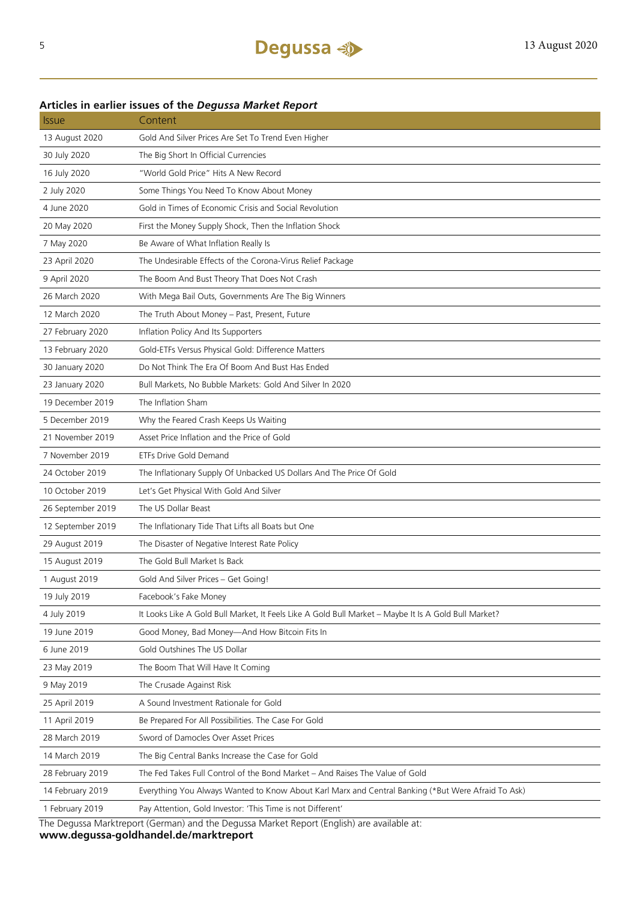## Articles in earlier issues of the *Degussa Market Report*

| Issue | Content |
|---|---|
| 13 August 2020 | Gold And Silver Prices Are Set To Trend Even Higher |
| 30 July 2020 | The Big Short In Official Currencies |
| 16 July 2020 | "World Gold Price" Hits A New Record |
| 2 July 2020 | Some Things You Need To Know About Money |
| 4 June 2020 | Gold in Times of Economic Crisis and Social Revolution |
| 20 May 2020 | First the Money Supply Shock, Then the Inflation Shock |
| 7 May 2020 | Be Aware of What Inflation Really Is |
| 23 April 2020 | The Undesirable Effects of the Corona-Virus Relief Package |
| 9 April 2020 | The Boom And Bust Theory That Does Not Crash |
| 26 March 2020 | With Mega Bail Outs, Governments Are The Big Winners |
| 12 March 2020 | The Truth About Money – Past, Present, Future |
| 27 February 2020 | Inflation Policy And Its Supporters |
| 13 February 2020 | Gold-ETFs Versus Physical Gold: Difference Matters |
| 30 January 2020 | Do Not Think The Era Of Boom And Bust Has Ended |
| 23 January 2020 | Bull Markets, No Bubble Markets: Gold And Silver In 2020 |
| 19 December 2019 | The Inflation Sham |
| 5 December 2019 | Why the Feared Crash Keeps Us Waiting |
| 21 November 2019 | Asset Price Inflation and the Price of Gold |
| 7 November 2019 | ETFs Drive Gold Demand |
| 24 October 2019 | The Inflationary Supply Of Unbacked US Dollars And The Price Of Gold |
| 10 October 2019 | Let's Get Physical With Gold And Silver |
| 26 September 2019 | The US Dollar Beast |
| 12 September 2019 | The Inflationary Tide That Lifts all Boats but One |
| 29 August 2019 | The Disaster of Negative Interest Rate Policy |
| 15 August 2019 | The Gold Bull Market Is Back |
| 1 August 2019 | Gold And Silver Prices – Get Going! |
| 19 July 2019 | Facebook's Fake Money |
| 4 July 2019 | It Looks Like A Gold Bull Market, It Feels Like A Gold Bull Market – Maybe It Is A Gold Bull Market? |
| 19 June 2019 | Good Money, Bad Money—And How Bitcoin Fits In |
| 6 June 2019 | Gold Outshines The US Dollar |
| 23 May 2019 | The Boom That Will Have It Coming |
| 9 May 2019 | The Crusade Against Risk |
| 25 April 2019 | A Sound Investment Rationale for Gold |
| 11 April 2019 | Be Prepared For All Possibilities. The Case For Gold |
| 28 March 2019 | Sword of Damocles Over Asset Prices |
| 14 March 2019 | The Big Central Banks Increase the Case for Gold |
| 28 February 2019 | The Fed Takes Full Control of the Bond Market – And Raises The Value of Gold |
| 14 February 2019 | Everything You Always Wanted to Know About Karl Marx and Central Banking (*But Were Afraid To Ask) |
| 1 February 2019 | Pay Attention, Gold Investor: 'This Time is not Different' |

The Degussa Marktreport (German) and the Degussa Market Report (English) are available at:
**www.degussa-goldhandel.de/marktreport**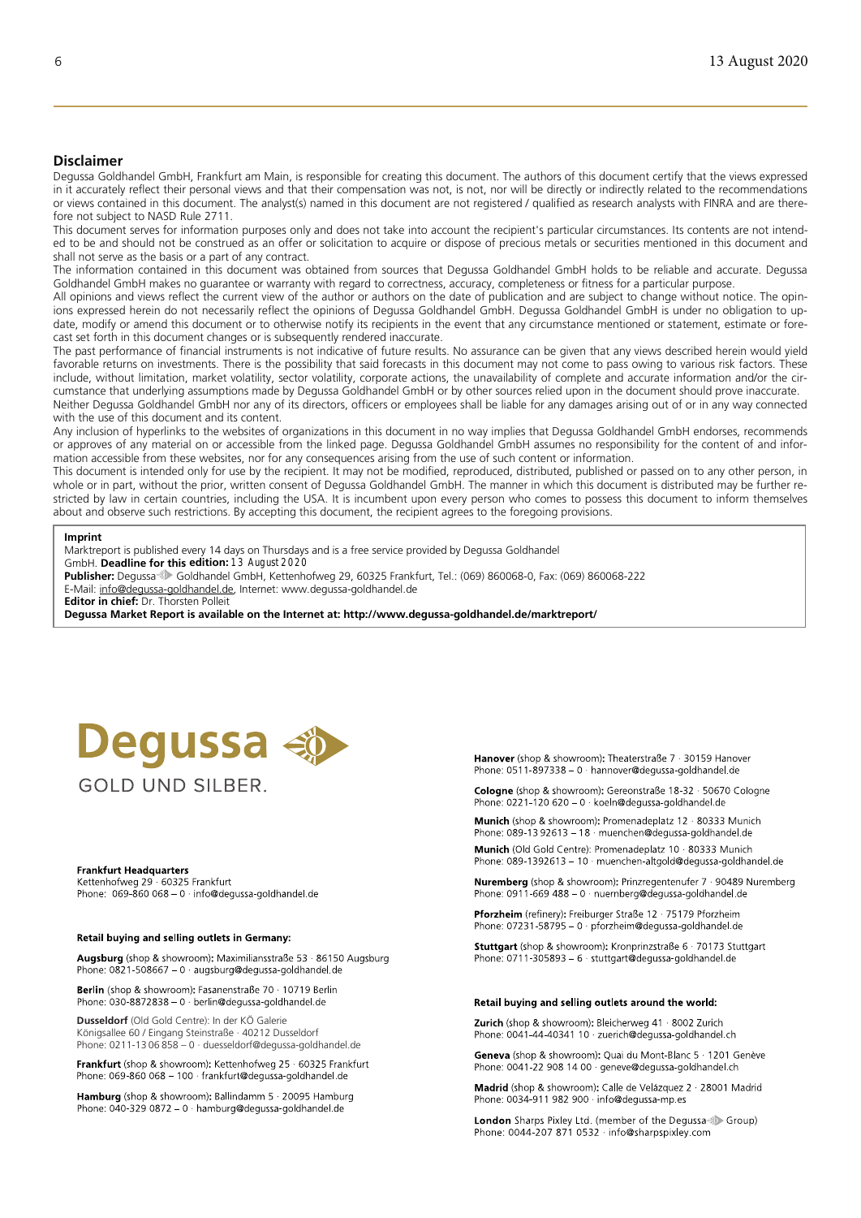## Disclaimer

Degussa Goldhandel GmbH, Frankfurt am Main, is responsible for creating this document. The authors of this document certify that the views expressed in it accurately reflect their personal views and that their compensation was not, is not, nor will be directly or indirectly related to the recommendations or views contained in this document. The analyst(s) named in this document are not registered / qualified as research analysts with FINRA and are therefore not subject to NASD Rule 2711.

This document serves for information purposes only and does not take into account the recipient's particular circumstances. Its contents are not intended to be and should not be construed as an offer or solicitation to acquire or dispose of precious metals or securities mentioned in this document and shall not serve as the basis or a part of any contract.

The information contained in this document was obtained from sources that Degussa Goldhandel GmbH holds to be reliable and accurate. Degussa Goldhandel GmbH makes no guarantee or warranty with regard to correctness, accuracy, completeness or fitness for a particular purpose.

All opinions and views reflect the current view of the author or authors on the date of publication and are subject to change without notice. The opinions expressed herein do not necessarily reflect the opinions of Degussa Goldhandel GmbH. Degussa Goldhandel GmbH is under no obligation to update, modify or amend this document or to otherwise notify its recipients in the event that any circumstance mentioned or statement, estimate or forecast set forth in this document changes or is subsequently rendered inaccurate.

The past performance of financial instruments is not indicative of future results. No assurance can be given that any views described herein would yield favorable returns on investments. There is the possibility that said forecasts in this document may not come to pass owing to various risk factors. These include, without limitation, market volatility, sector volatility, corporate actions, the unavailability of complete and accurate information and/or the circumstance that underlying assumptions made by Degussa Goldhandel GmbH or by other sources relied upon in the document should prove inaccurate.

Neither Degussa Goldhandel GmbH nor any of its directors, officers or employees shall be liable for any damages arising out of or in any way connected with the use of this document and its content.

Any inclusion of hyperlinks to the websites of organizations in this document in no way implies that Degussa Goldhandel GmbH endorses, recommends or approves of any material on or accessible from the linked page. Degussa Goldhandel GmbH assumes no responsibility for the content of and information accessible from these websites, nor for any consequences arising from the use of such content or information.

This document is intended only for use by the recipient. It may not be modified, reproduced, distributed, published or passed on to any other person, in whole or in part, without the prior, written consent of Degussa Goldhandel GmbH. The manner in which this document is distributed may be further restricted by law in certain countries, including the USA. It is incumbent upon every person who comes to possess this document to inform themselves about and observe such restrictions. By accepting this document, the recipient agrees to the foregoing provisions.

**Imprint**

Marktreport is published every 14 days on Thursdays and is a free service provided by Degussa Goldhandel GmbH. **Deadline for this edition:** 13 August 2020

**Publisher:** Degussa Goldhandel GmbH, Kettenhofweg 29, 60325 Frankfurt, Tel.: (069) 860068-0, Fax: (069) 860068-222

E-Mail: info@degussa-goldhandel.de, Internet: www.degussa-goldhandel.de

**Editor in chief:** Dr. Thorsten Polleit

**Degussa Market Report is available on the Internet at: http://www.degussa-goldhandel.de/marktreport/**

Degussa

GOLD UND SILBER.

**Frankfurt Headquarters**
Kettenhofweg 29 · 60325 Frankfurt
Phone: 069-860 068 – 0 · info@degussa-goldhandel.de

**Retail buying and selling outlets in Germany:**

**Augsburg** (shop & showroom)**:** Maximiliansstraße 53 · 86150 Augsburg
Phone: 0821-508667 – 0 · augsburg@degussa-goldhandel.de

**Berlin** (shop & showroom)**:** Fasanenstraße 70 · 10719 Berlin
Phone: 030-8872838 – 0 · berlin@degussa-goldhandel.de

**Dusseldorf** (Old Gold Centre): In der KÖ Galerie
Königsallee 60 / Eingang Steinstraße · 40212 Dusseldorf
Phone: 0211-13 06 858 – 0 · duesseldorf@degussa-goldhandel.de

**Frankfurt** (shop & showroom)**:** Kettenhofweg 25 · 60325 Frankfurt
Phone: 069-860 068 – 100 · frankfurt@degussa-goldhandel.de

**Hamburg** (shop & showroom)**:** Ballindamm 5 · 20095 Hamburg
Phone: 040-329 0872 – 0 · hamburg@degussa-goldhandel.de

**Hanover** (shop & showroom)**:** Theaterstraße 7 · 30159 Hanover
Phone: 0511-897338 – 0 · hannover@degussa-goldhandel.de

**Cologne** (shop & showroom)**:** Gereonstraße 18-32 · 50670 Cologne
Phone: 0221-120 620 – 0 · koeln@degussa-goldhandel.de

**Munich** (shop & showroom)**:** Promenadeplatz 12 · 80333 Munich
Phone: 089-13 92613 – 18 · muenchen@degussa-goldhandel.de

**Munich** (Old Gold Centre)**:** Promenadeplatz 10 · 80333 Munich
Phone: 089-1392613 – 10 · muenchen-altgold@degussa-goldhandel.de

**Nuremberg** (shop & showroom)**:** Prinzregentenufer 7 · 90489 Nuremberg
Phone: 0911-669 488 – 0 · nuernberg@degussa-goldhandel.de

**Pforzheim** (refinery)**:** Freiburger Straße 12 · 75179 Pforzheim
Phone: 07231-58795 – 0 · pforzheim@degussa-goldhandel.de

**Stuttgart** (shop & showroom)**:** Kronprinzstraße 6 · 70173 Stuttgart
Phone: 0711-305893 – 6 · stuttgart@degussa-goldhandel.de

**Retail buying and selling outlets around the world:**

**Zurich** (shop & showroom)**:** Bleicherweg 41 · 8002 Zurich
Phone: 0041-44-40341 10 · zuerich@degussa-goldhandel.ch

**Geneva** (shop & showroom)**:** Quai du Mont-Blanc 5 · 1201 Genève
Phone: 0041-22 908 14 00 · geneve@degussa-goldhandel.ch

**Madrid** (shop & showroom)**:** Calle de Velázquez 2 · 28001 Madrid
Phone: 0034-911 982 900 · info@degussa-mp.es

**London** Sharps Pixley Ltd. (member of the Degussa Group)
Phone: 0044-207 871 0532 · info@sharpspixley.com